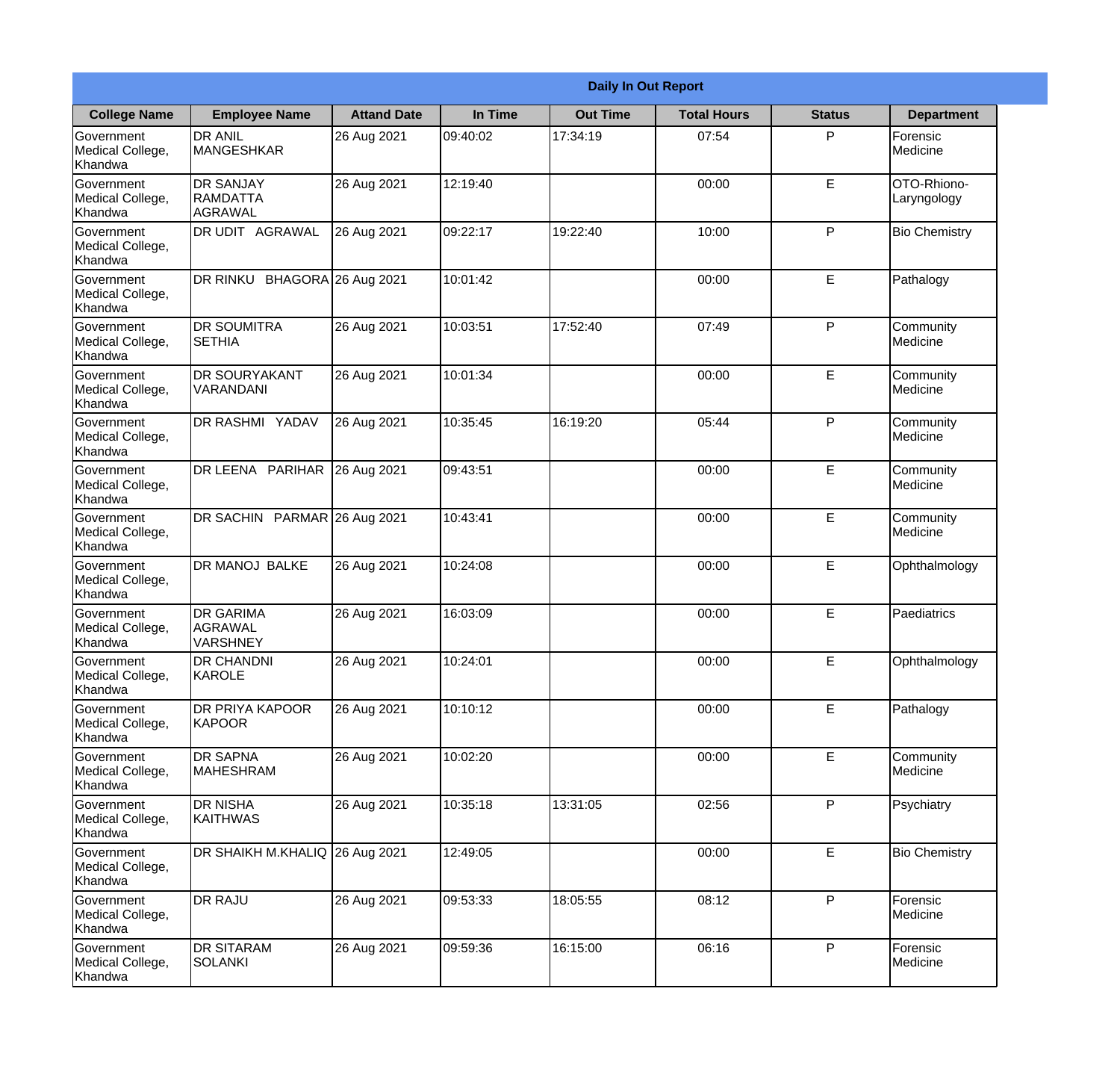| Daily In Out Report | | | | | | | |
|---|---|---|---|---|---|---|---|
| **College Name** | **Employee Name** | **Attand Date** | **In Time** | **Out Time** | **Total Hours** | **Status** | **Department** |
| Government Medical College, Khandwa | DR ANIL MANGESHKAR | 26 Aug 2021 | 09:40:02 | 17:34:19 | 07:54 | P | Forensic Medicine |
| Government Medical College, Khandwa | DR SANJAY RAMDATTA AGRAWAL | 26 Aug 2021 | 12:19:40 | | 00:00 | E | OTO-Rhiono-Laryngology |
| Government Medical College, Khandwa | DR UDIT AGRAWAL | 26 Aug 2021 | 09:22:17 | 19:22:40 | 10:00 | P | Bio Chemistry |
| Government Medical College, Khandwa | DR RINKU BHAGORA | 26 Aug 2021 | 10:01:42 | | 00:00 | E | Pathalogy |
| Government Medical College, Khandwa | DR SOUMITRA SETHIA | 26 Aug 2021 | 10:03:51 | 17:52:40 | 07:49 | P | Community Medicine |
| Government Medical College, Khandwa | DR SOURYAKANT VARANDANI | 26 Aug 2021 | 10:01:34 | | 00:00 | E | Community Medicine |
| Government Medical College, Khandwa | DR RASHMI YADAV | 26 Aug 2021 | 10:35:45 | 16:19:20 | 05:44 | P | Community Medicine |
| Government Medical College, Khandwa | DR LEENA PARIHAR | 26 Aug 2021 | 09:43:51 | | 00:00 | E | Community Medicine |
| Government Medical College, Khandwa | DR SACHIN PARMAR | 26 Aug 2021 | 10:43:41 | | 00:00 | E | Community Medicine |
| Government Medical College, Khandwa | DR MANOJ BALKE | 26 Aug 2021 | 10:24:08 | | 00:00 | E | Ophthalmology |
| Government Medical College, Khandwa | DR GARIMA AGRAWAL VARSHNEY | 26 Aug 2021 | 16:03:09 | | 00:00 | E | Paediatrics |
| Government Medical College, Khandwa | DR CHANDNI KAROLE | 26 Aug 2021 | 10:24:01 | | 00:00 | E | Ophthalmology |
| Government Medical College, Khandwa | DR PRIYA KAPOOR KAPOOR | 26 Aug 2021 | 10:10:12 | | 00:00 | E | Pathalogy |
| Government Medical College, Khandwa | DR SAPNA MAHESHRAM | 26 Aug 2021 | 10:02:20 | | 00:00 | E | Community Medicine |
| Government Medical College, Khandwa | DR NISHA KAITHWAS | 26 Aug 2021 | 10:35:18 | 13:31:05 | 02:56 | P | Psychiatry |
| Government Medical College, Khandwa | DR SHAIKH M.KHALIQ | 26 Aug 2021 | 12:49:05 | | 00:00 | E | Bio Chemistry |
| Government Medical College, Khandwa | DR RAJU | 26 Aug 2021 | 09:53:33 | 18:05:55 | 08:12 | P | Forensic Medicine |
| Government Medical College, Khandwa | DR SITARAM SOLANKI | 26 Aug 2021 | 09:59:36 | 16:15:00 | 06:16 | P | Forensic Medicine |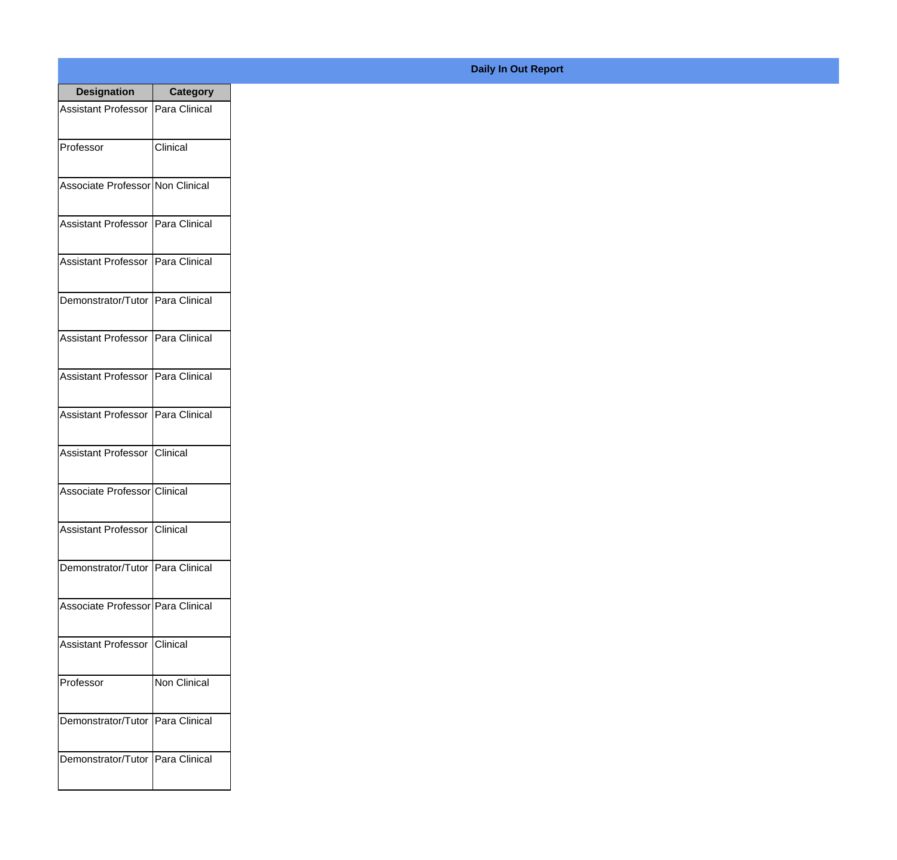**Daily In Out Report**

| Designation | Category |
|---|---|
| Assistant Professor | Para Clinical |
| Professor | Clinical |
| Associate Professor | Non Clinical |
| Assistant Professor | Para Clinical |
| Assistant Professor | Para Clinical |
| Demonstrator/Tutor | Para Clinical |
| Assistant Professor | Para Clinical |
| Assistant Professor | Para Clinical |
| Assistant Professor | Para Clinical |
| Assistant Professor | Clinical |
| Associate Professor | Clinical |
| Assistant Professor | Clinical |
| Demonstrator/Tutor | Para Clinical |
| Associate Professor | Para Clinical |
| Assistant Professor | Clinical |
| Professor | Non Clinical |
| Demonstrator/Tutor | Para Clinical |
| Demonstrator/Tutor | Para Clinical |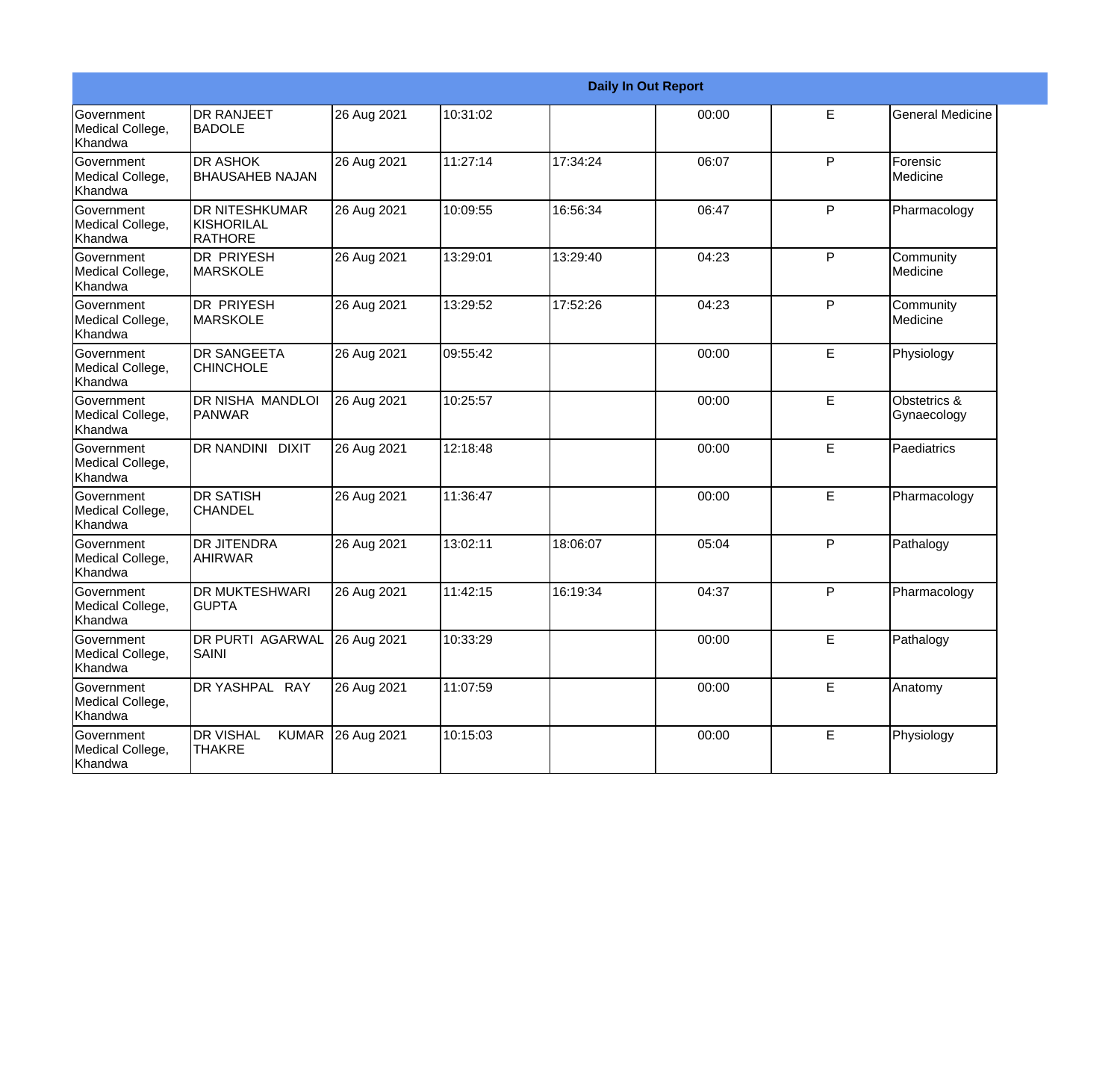| Daily In Out Report | | | | | | | |
|---|---|---|---|---|---|---|---|
| Government Medical College, Khandwa | DR RANJEET BADOLE | 26 Aug 2021 | 10:31:02 | | 00:00 | E | General Medicine |
| Government Medical College, Khandwa | DR ASHOK BHAUSAHEB NAJAN | 26 Aug 2021 | 11:27:14 | 17:34:24 | 06:07 | P | Forensic Medicine |
| Government Medical College, Khandwa | DR NITESHKUMAR KISHORILAL RATHORE | 26 Aug 2021 | 10:09:55 | 16:56:34 | 06:47 | P | Pharmacology |
| Government Medical College, Khandwa | DR PRIYESH MARSKOLE | 26 Aug 2021 | 13:29:01 | 13:29:40 | 04:23 | P | Community Medicine |
| Government Medical College, Khandwa | DR PRIYESH MARSKOLE | 26 Aug 2021 | 13:29:52 | 17:52:26 | 04:23 | P | Community Medicine |
| Government Medical College, Khandwa | DR SANGEETA CHINCHOLE | 26 Aug 2021 | 09:55:42 | | 00:00 | E | Physiology |
| Government Medical College, Khandwa | DR NISHA MANDLOI PANWAR | 26 Aug 2021 | 10:25:57 | | 00:00 | E | Obstetrics & Gynaecology |
| Government Medical College, Khandwa | DR NANDINI DIXIT | 26 Aug 2021 | 12:18:48 | | 00:00 | E | Paediatrics |
| Government Medical College, Khandwa | DR SATISH CHANDEL | 26 Aug 2021 | 11:36:47 | | 00:00 | E | Pharmacology |
| Government Medical College, Khandwa | DR JITENDRA AHIRWAR | 26 Aug 2021 | 13:02:11 | 18:06:07 | 05:04 | P | Pathalogy |
| Government Medical College, Khandwa | DR MUKTESHWARI GUPTA | 26 Aug 2021 | 11:42:15 | 16:19:34 | 04:37 | P | Pharmacology |
| Government Medical College, Khandwa | DR PURTI AGARWAL SAINI | 26 Aug 2021 | 10:33:29 | | 00:00 | E | Pathalogy |
| Government Medical College, Khandwa | DR YASHPAL RAY | 26 Aug 2021 | 11:07:59 | | 00:00 | E | Anatomy |
| Government Medical College, Khandwa | DR VISHAL KUMAR THAKRE | 26 Aug 2021 | 10:15:03 | | 00:00 | E | Physiology |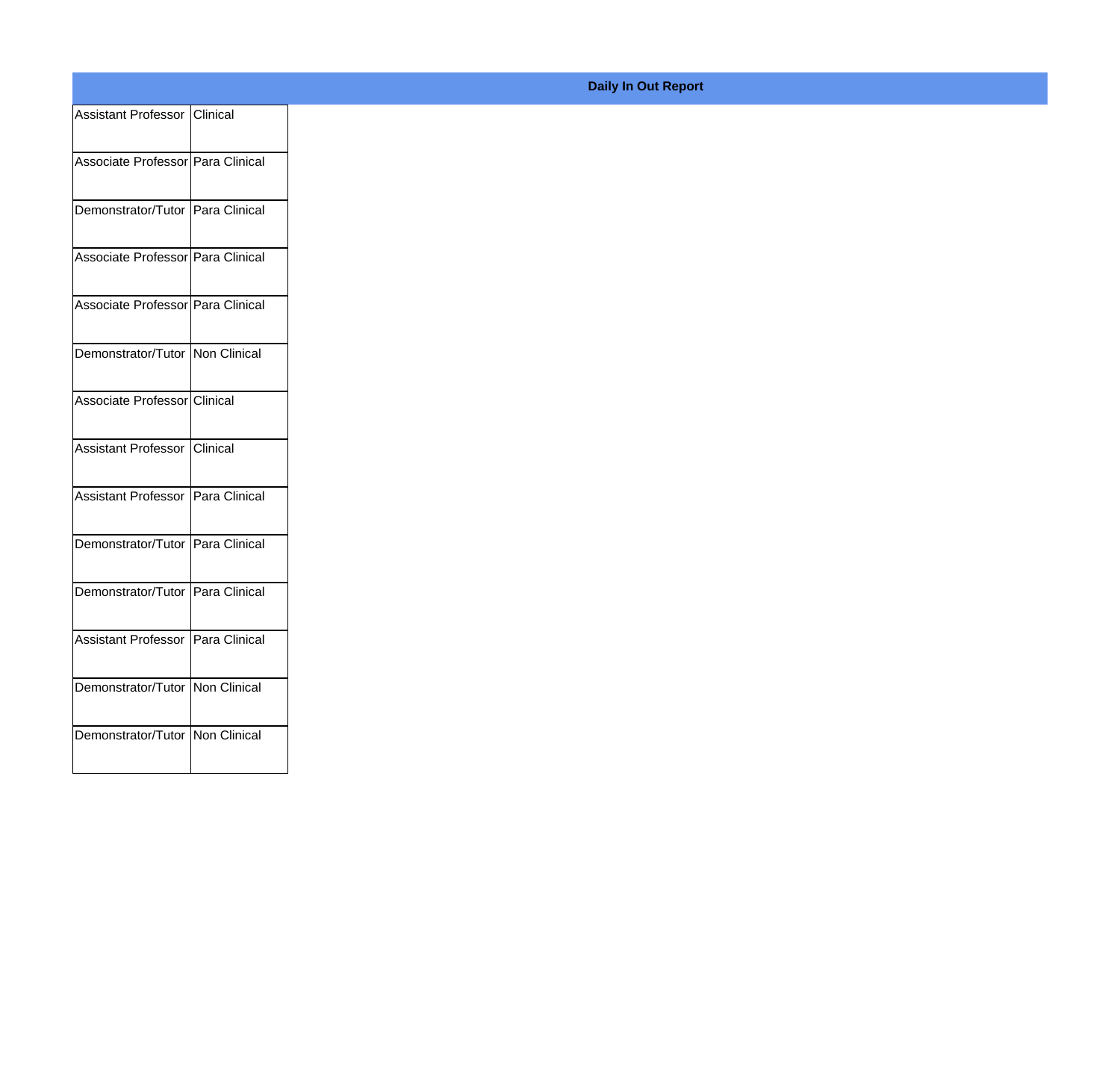**Daily In Out Report**

| | |
|---|---|
| Assistant Professor | Clinical |
| Associate Professor | Para Clinical |
| Demonstrator/Tutor | Para Clinical |
| Associate Professor | Para Clinical |
| Associate Professor | Para Clinical |
| Demonstrator/Tutor | Non Clinical |
| Associate Professor | Clinical |
| Assistant Professor | Clinical |
| Assistant Professor | Para Clinical |
| Demonstrator/Tutor | Para Clinical |
| Demonstrator/Tutor | Para Clinical |
| Assistant Professor | Para Clinical |
| Demonstrator/Tutor | Non Clinical |
| Demonstrator/Tutor | Non Clinical |